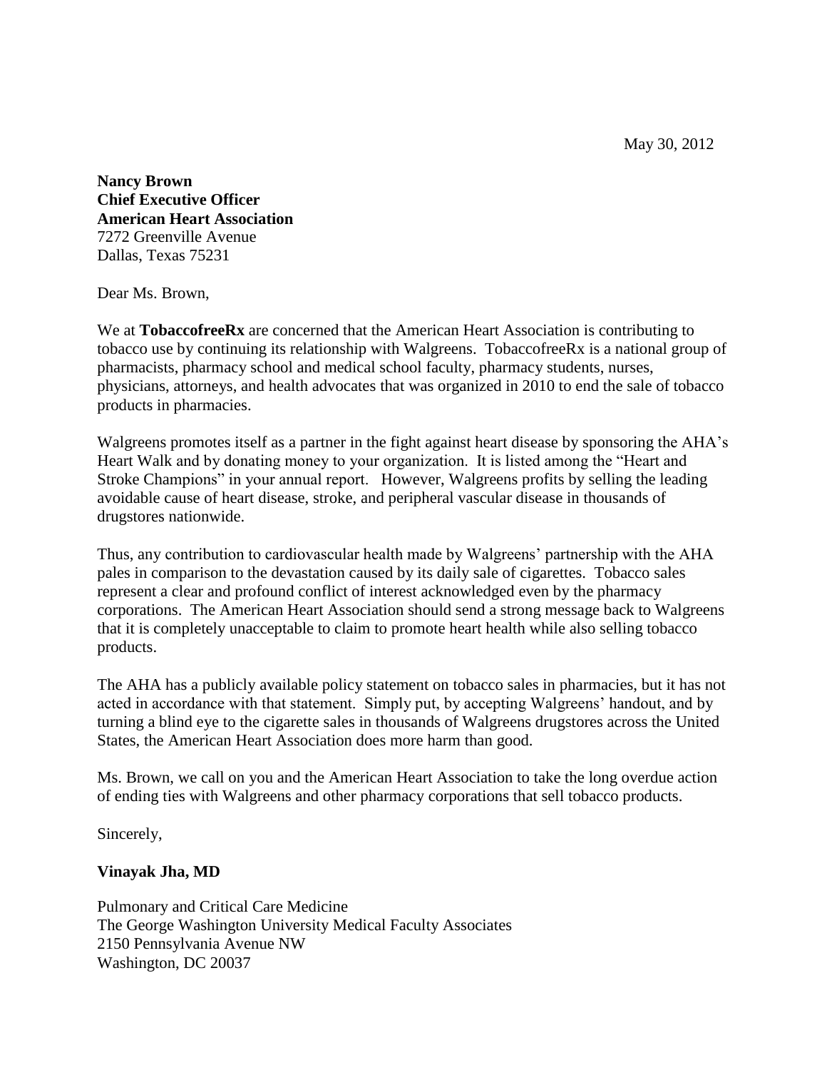May 30, 2012

**Nancy Brown**
**Chief Executive Officer**
**American Heart Association**
7272 Greenville Avenue
Dallas, Texas 75231

Dear Ms. Brown,

We at **TobaccofreeRx** are concerned that the American Heart Association is contributing to tobacco use by continuing its relationship with Walgreens. TobaccofreeRx is a national group of pharmacists, pharmacy school and medical school faculty, pharmacy students, nurses, physicians, attorneys, and health advocates that was organized in 2010 to end the sale of tobacco products in pharmacies.

Walgreens promotes itself as a partner in the fight against heart disease by sponsoring the AHA's Heart Walk and by donating money to your organization. It is listed among the "Heart and Stroke Champions" in your annual report. However, Walgreens profits by selling the leading avoidable cause of heart disease, stroke, and peripheral vascular disease in thousands of drugstores nationwide.

Thus, any contribution to cardiovascular health made by Walgreens' partnership with the AHA pales in comparison to the devastation caused by its daily sale of cigarettes. Tobacco sales represent a clear and profound conflict of interest acknowledged even by the pharmacy corporations. The American Heart Association should send a strong message back to Walgreens that it is completely unacceptable to claim to promote heart health while also selling tobacco products.

The AHA has a publicly available policy statement on tobacco sales in pharmacies, but it has not acted in accordance with that statement. Simply put, by accepting Walgreens' handout, and by turning a blind eye to the cigarette sales in thousands of Walgreens drugstores across the United States, the American Heart Association does more harm than good.

Ms. Brown, we call on you and the American Heart Association to take the long overdue action of ending ties with Walgreens and other pharmacy corporations that sell tobacco products.

Sincerely,

**Vinayak Jha, MD**

Pulmonary and Critical Care Medicine
The George Washington University Medical Faculty Associates
2150 Pennsylvania Avenue NW
Washington, DC 20037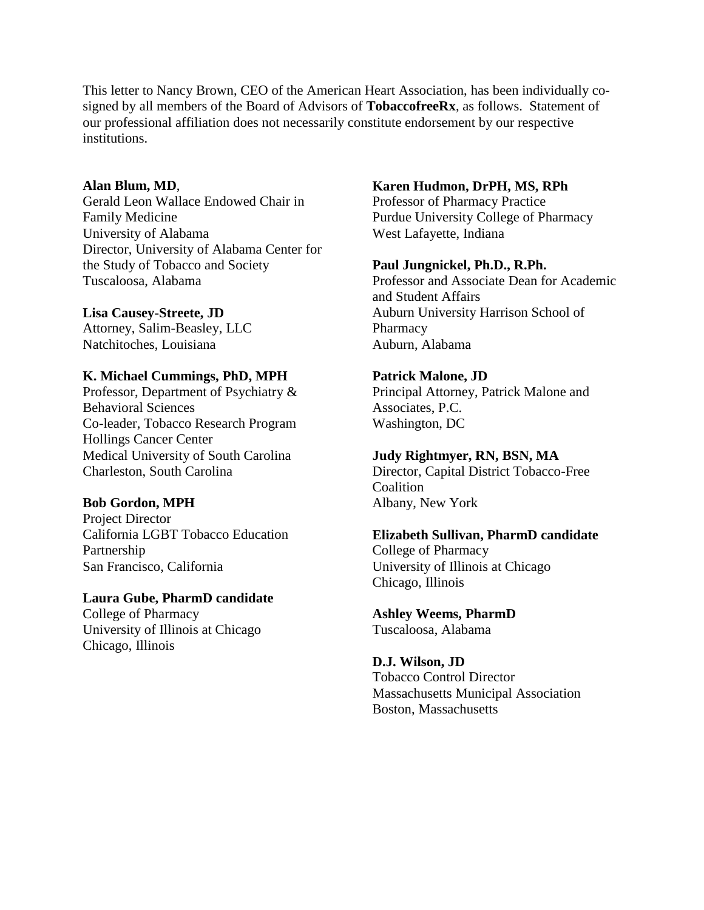This letter to Nancy Brown, CEO of the American Heart Association, has been individually co-signed by all members of the Board of Advisors of **TobaccofreeRx**, as follows. Statement of our professional affiliation does not necessarily constitute endorsement by our respective institutions.

**Alan Blum, MD**,
Gerald Leon Wallace Endowed Chair in Family Medicine
University of Alabama
Director, University of Alabama Center for the Study of Tobacco and Society
Tuscaloosa, Alabama

**Lisa Causey-Streete, JD**
Attorney, Salim-Beasley, LLC
Natchitoches, Louisiana

**K. Michael Cummings, PhD, MPH**
Professor, Department of Psychiatry & Behavioral Sciences
Co-leader, Tobacco Research Program
Hollings Cancer Center
Medical University of South Carolina
Charleston, South Carolina

**Bob Gordon, MPH**
Project Director
California LGBT Tobacco Education Partnership
San Francisco, California

**Laura Gube, PharmD candidate**
College of Pharmacy
University of Illinois at Chicago
Chicago, Illinois

**Karen Hudmon, DrPH, MS, RPh**
Professor of Pharmacy Practice
Purdue University College of Pharmacy
West Lafayette, Indiana

**Paul Jungnickel, Ph.D., R.Ph.**
Professor and Associate Dean for Academic and Student Affairs
Auburn University Harrison School of Pharmacy
Auburn, Alabama

**Patrick Malone, JD**
Principal Attorney, Patrick Malone and Associates, P.C.
Washington, DC

**Judy Rightmyer, RN, BSN, MA**
Director, Capital District Tobacco-Free Coalition
Albany, New York

**Elizabeth Sullivan, PharmD candidate**
College of Pharmacy
University of Illinois at Chicago
Chicago, Illinois

**Ashley Weems, PharmD**
Tuscaloosa, Alabama

**D.J. Wilson, JD**
Tobacco Control Director
Massachusetts Municipal Association
Boston, Massachusetts